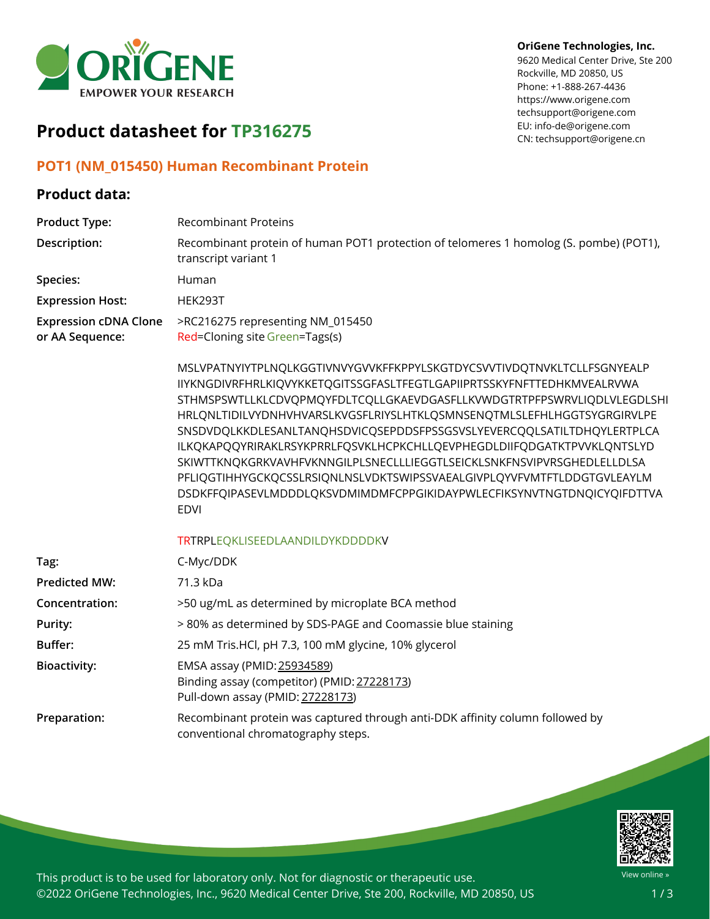OriGene Technologies, Inc.
9620 Medical Center Drive, Ste 200
Rockville, MD 20850, US
Phone: +1-888-267-4436
https://www.origene.com
techsupport@origene.com
EU: info-de@origene.com
CN: techsupport@origene.cn

# Product datasheet for TP316275

## POT1 (NM_015450) Human Recombinant Protein

### Product data:

| | |
|---|---|
| **Product Type:** | Recombinant Proteins |
| **Description:** | Recombinant protein of human POT1 protection of telomeres 1 homolog (S. pombe) (POT1), transcript variant 1 |
| **Species:** | Human |
| **Expression Host:** | HEK293T |
| **Expression cDNA Clone or AA Sequence:** | >RC216275 representing NM_015450<br>Red=Cloning site Green=Tags(s)<br><br>MSLVPATNYIYTPLNQLKGGTIVNVYGVVKFFKPPYLSKGTDYCSVVTIVDQTNVKLTCLLFSGNYEALP IIYKNGDIVRFHRLKIQVYKKETQGITSSGFASLTFEGTLGAPIIPRTSSKYFNFTTEDHKMVEALRVWA STHMSPSWTLLKLCDVQPMQYFDLTCQLLGKAEVDGASFLLKVWDGTRTPFPSWRVLIQDLVLEGDLSHI HRLQNLTIDILVYDNHVHVARSLKVGSFLRIYSLHTKLQSMNSENQTMLSLEFHLHGGTSYGRGIRVLPE SNSDVDQLKKDLESANLTANQHSDVICQSEPDDSFPSSGSVSLYEVERCQQLSATILTDHQYLERTPLCA ILKQKAPQQYRIRAKLRSYKPRRLFQSVKLHCPKCHLLQEVPHEGDLDIIFQDGATKTPVVKLQNTSLYD SKIWTTKNQKGRKVAVHFVKNNGILPLSNECLLLIEGGTLSEICKLSNKFNSVIPVRSGHEDLELLDLSA PFLIQGTIHHYGCKQCSSLRSIQNLNSLVDKTSWIPSSVAEALGIVPLQYVFVMTFTLDDGTGVLEAYLM DSDKFFQIPASEVLMDDDLQKSVDMIMDMFCPPGIKIDAYPWLECFIKSYNVTNGTDNQICYQIFDTTVA EDVI<br><br>TRTRPLEQKLISEEDLAANDILDYKDDDDKV |
| **Tag:** | C-Myc/DDK |
| **Predicted MW:** | 71.3 kDa |
| **Concentration:** | >50 ug/mL as determined by microplate BCA method |
| **Purity:** | > 80% as determined by SDS-PAGE and Coomassie blue staining |
| **Buffer:** | 25 mM Tris.HCl, pH 7.3, 100 mM glycine, 10% glycerol |
| **Bioactivity:** | EMSA assay (PMID: 25934589)<br>Binding assay (competitor) (PMID: 27228173)<br>Pull-down assay (PMID: 27228173) |
| **Preparation:** | Recombinant protein was captured through anti-DDK affinity column followed by conventional chromatography steps. |

This product is to be used for laboratory only. Not for diagnostic or therapeutic use.
©2022 OriGene Technologies, Inc., 9620 Medical Center Drive, Ste 200, Rockville, MD 20850, US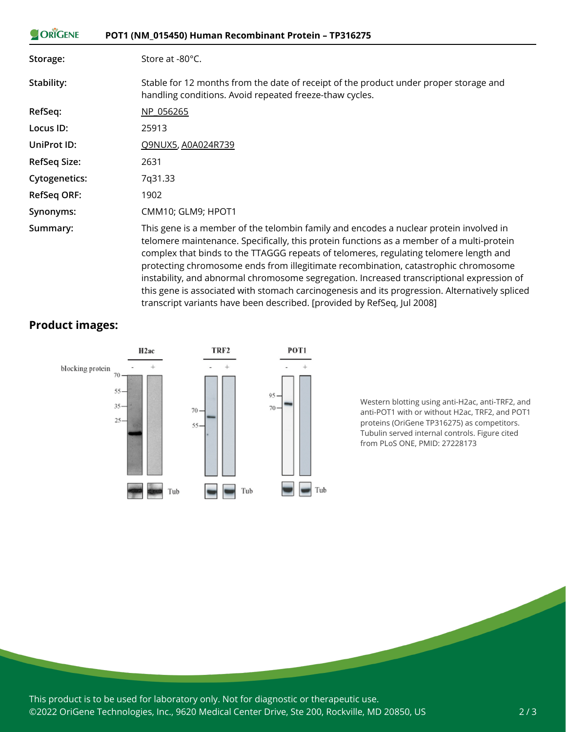| | |
|---|---|
| **Storage:** | Store at -80°C. |
| **Stability:** | Stable for 12 months from the date of receipt of the product under proper storage and handling conditions. Avoid repeated freeze-thaw cycles. |
| **RefSeq:** | NP_056265 |
| **Locus ID:** | 25913 |
| **UniProt ID:** | Q9NUX5, A0A024R739 |
| **RefSeq Size:** | 2631 |
| **Cytogenetics:** | 7q31.33 |
| **RefSeq ORF:** | 1902 |
| **Synonyms:** | CMM10; GLM9; HPOT1 |
| **Summary:** | This gene is a member of the telombin family and encodes a nuclear protein involved in telomere maintenance. Specifically, this protein functions as a member of a multi-protein complex that binds to the TTAGGG repeats of telomeres, regulating telomere length and protecting chromosome ends from illegitimate recombination, catastrophic chromosome instability, and abnormal chromosome segregation. Increased transcriptional expression of this gene is associated with stomach carcinogenesis and its progression. Alternatively spliced transcript variants have been described. [provided by RefSeq, Jul 2008] |

## Product images:

Western blotting using anti-H2ac, anti-TRF2, and anti-POT1 with or without H2ac, TRF2, and POT1 proteins (OriGene TP316275) as competitors. Tubulin served internal controls. Figure cited from PLoS ONE, PMID: 27228173

This product is to be used for laboratory only. Not for diagnostic or therapeutic use.
©2022 OriGene Technologies, Inc., 9620 Medical Center Drive, Ste 200, Rockville, MD 20850, US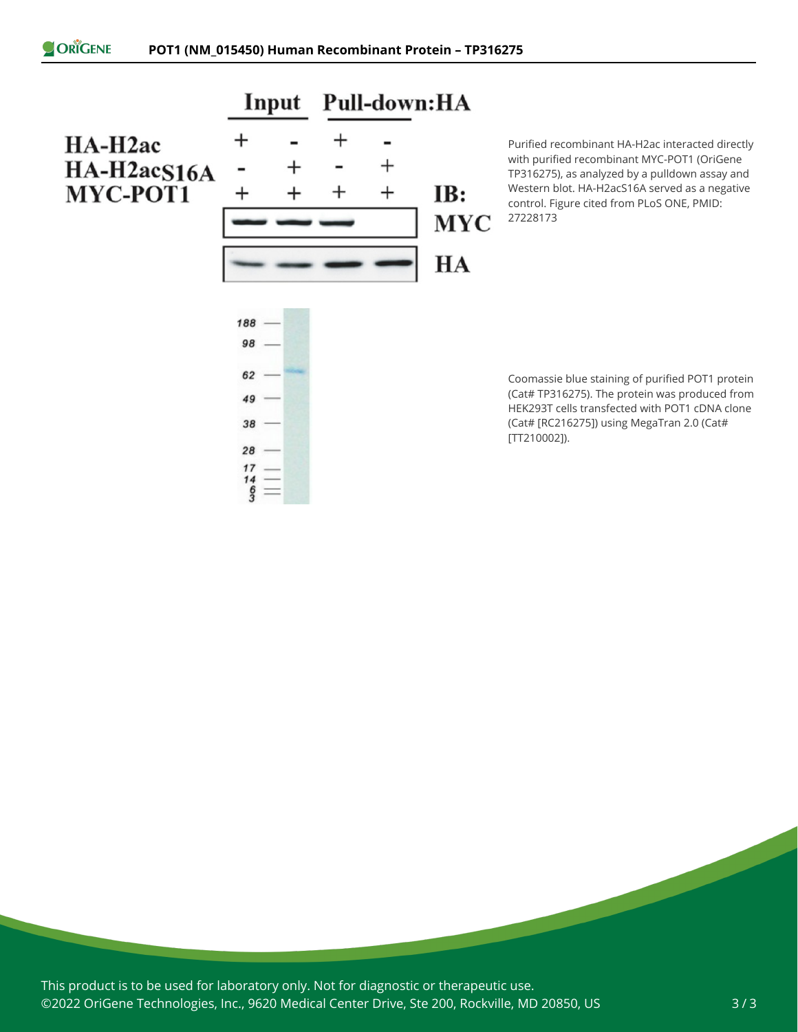Input Pull-down:HA

HA-H2ac + - + -

HA-H2acS16A - + - +

MYC-POT1 + + + +

IB:

MYC

HA

Purified recombinant HA-H2ac interacted directly with purified recombinant MYC-POT1 (OriGene TP316275), as analyzed by a pulldown assay and Western blot. HA-H2acS16A served as a negative control. Figure cited from PLoS ONE, PMID: 27228173

188

98

62

49

38

28

17

14

6

3

Coomassie blue staining of purified POT1 protein (Cat# TP316275). The protein was produced from HEK293T cells transfected with POT1 cDNA clone (Cat# [RC216275]) using MegaTran 2.0 (Cat# [TT210002]).

This product is to be used for laboratory only. Not for diagnostic or therapeutic use.

©2022 OriGene Technologies, Inc., 9620 Medical Center Drive, Ste 200, Rockville, MD 20850, US